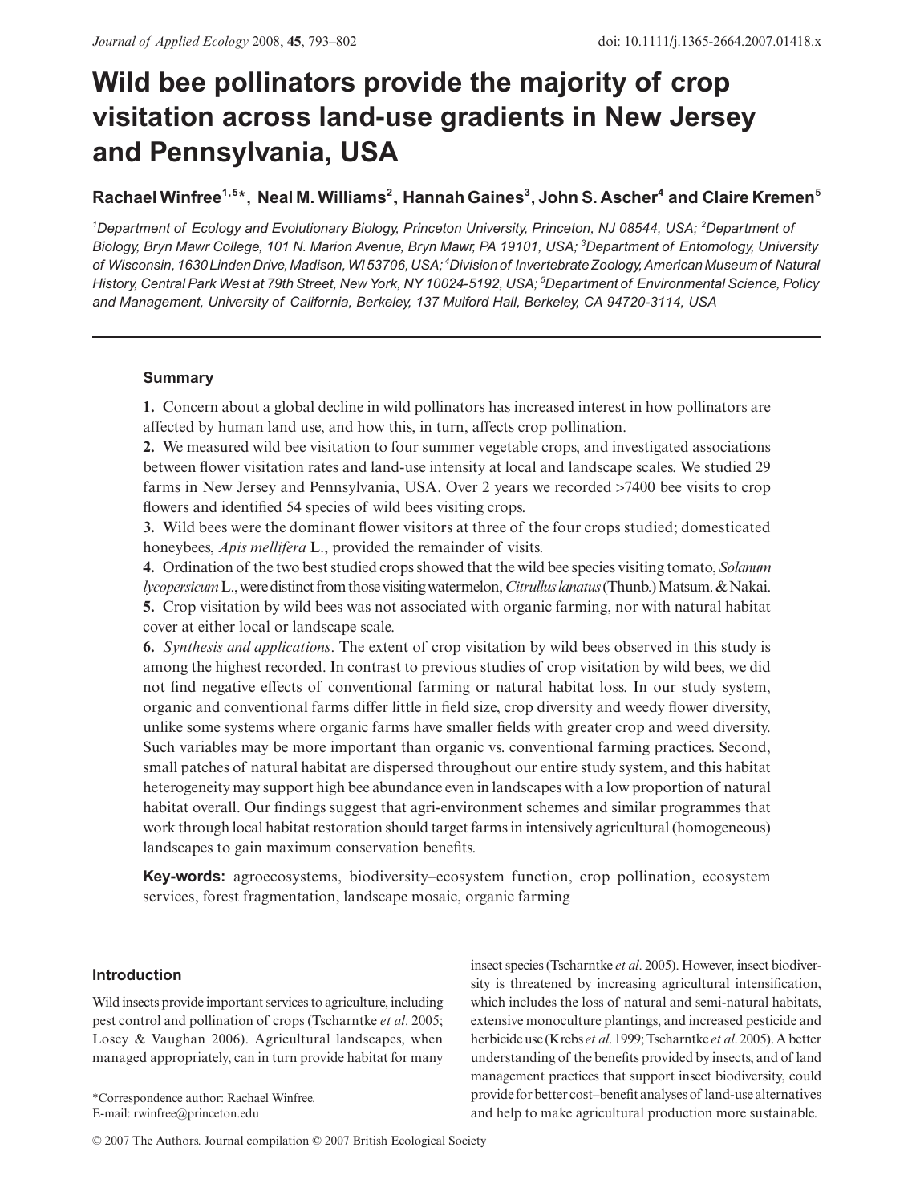# Wild bee pollinators provide the majority of crop visitation across land-use gradients in New Jersey and Pennsylvania, USA

**Rachael Winfree[1,5]*, Neal M. Williams[2], Hannah Gaines[3], John S. Ascher[4] and Claire Kremen[5]**

*[1]Department of Ecology and Evolutionary Biology, Princeton University, Princeton, NJ 08544, USA; [2]Department of Biology, Bryn Mawr College, 101 N. Marion Avenue, Bryn Mawr, PA 19101, USA; [3]Department of Entomology, University of Wisconsin, 1630 Linden Drive, Madison, WI 53706, USA; [4]Division of Invertebrate Zoology, American Museum of Natural History, Central Park West at 79th Street, New York, NY 10024-5192, USA; [5]Department of Environmental Science, Policy and Management, University of California, Berkeley, 137 Mulford Hall, Berkeley, CA 94720-3114, USA*

## Summary

**1.** Concern about a global decline in wild pollinators has increased interest in how pollinators are affected by human land use, and how this, in turn, affects crop pollination.

**2.** We measured wild bee visitation to four summer vegetable crops, and investigated associations between flower visitation rates and land-use intensity at local and landscape scales. We studied 29 farms in New Jersey and Pennsylvania, USA. Over 2 years we recorded >7400 bee visits to crop flowers and identified 54 species of wild bees visiting crops.

**3.** Wild bees were the dominant flower visitors at three of the four crops studied; domesticated honeybees, *Apis mellifera* L., provided the remainder of visits.

**4.** Ordination of the two best studied crops showed that the wild bee species visiting tomato, *Solanum lycopersicum* L., were distinct from those visiting watermelon, *Citrullus lanatus* (Thunb.) Matsum. & Nakai.

**5.** Crop visitation by wild bees was not associated with organic farming, nor with natural habitat cover at either local or landscape scale.

**6.** *Synthesis and applications*. The extent of crop visitation by wild bees observed in this study is among the highest recorded. In contrast to previous studies of crop visitation by wild bees, we did not find negative effects of conventional farming or natural habitat loss. In our study system, organic and conventional farms differ little in field size, crop diversity and weedy flower diversity, unlike some systems where organic farms have smaller fields with greater crop and weed diversity. Such variables may be more important than organic vs. conventional farming practices. Second, small patches of natural habitat are dispersed throughout our entire study system, and this habitat heterogeneity may support high bee abundance even in landscapes with a low proportion of natural habitat overall. Our findings suggest that agri-environment schemes and similar programmes that work through local habitat restoration should target farms in intensively agricultural (homogeneous) landscapes to gain maximum conservation benefits.

**Key-words:** agroecosystems, biodiversity–ecosystem function, crop pollination, ecosystem services, forest fragmentation, landscape mosaic, organic farming

## Introduction

Wild insects provide important services to agriculture, including pest control and pollination of crops (Tscharntke *et al*. 2005; Losey & Vaughan 2006). Agricultural landscapes, when managed appropriately, can in turn provide habitat for many insect species (Tscharntke *et al*. 2005). However, insect biodiversity is threatened by increasing agricultural intensification, which includes the loss of natural and semi-natural habitats, extensive monoculture plantings, and increased pesticide and herbicide use (Krebs *et al*. 1999; Tscharntke *et al*. 2005). A better understanding of the benefits provided by insects, and of land management practices that support insect biodiversity, could provide for better cost–benefit analyses of land-use alternatives and help to make agricultural production more sustainable.

*Correspondence author: Rachael Winfree. E-mail: rwinfree@princeton.edu

© 2007 The Authors. Journal compilation © 2007 British Ecological Society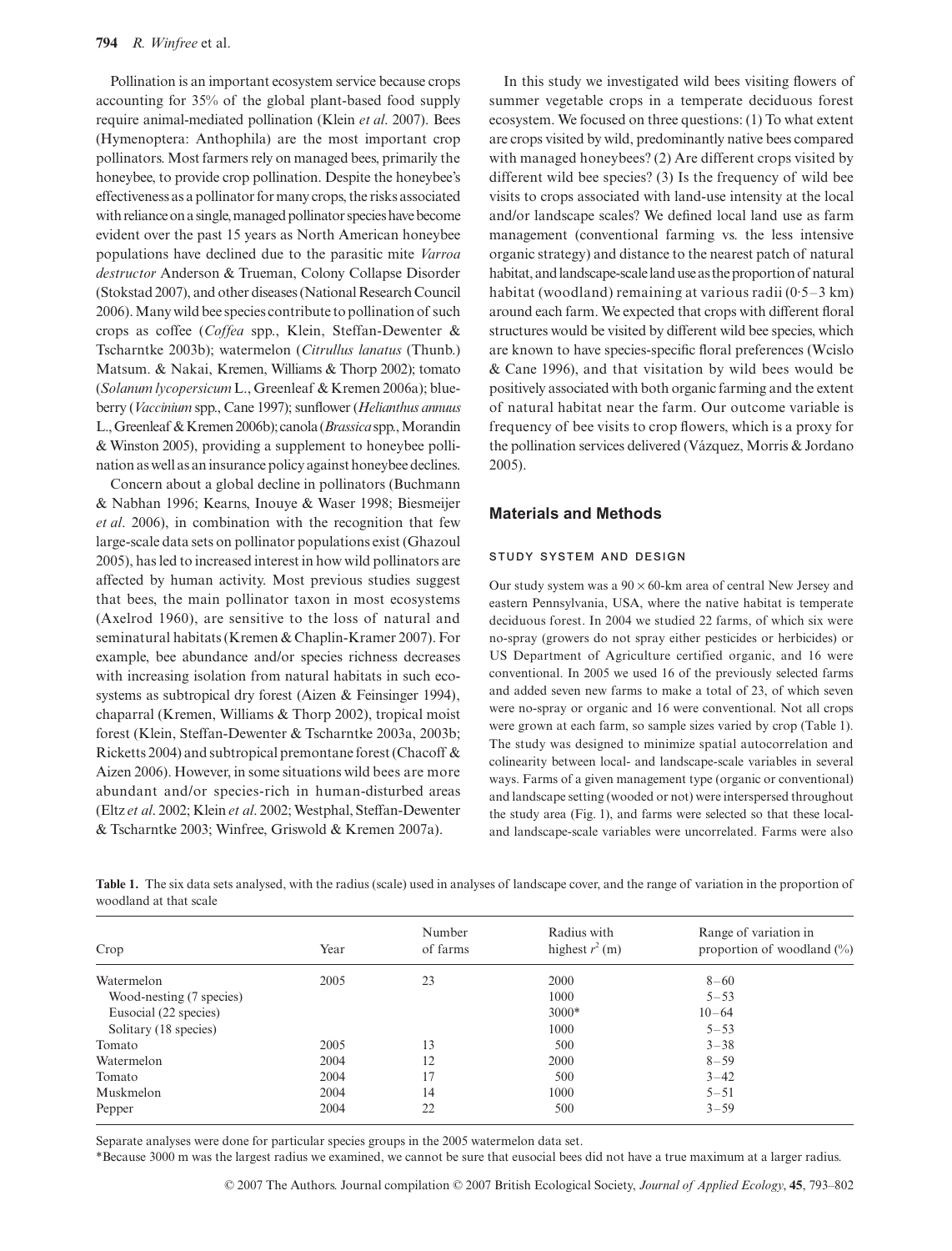Pollination is an important ecosystem service because crops accounting for 35% of the global plant-based food supply require animal-mediated pollination (Klein *et al*. 2007). Bees (Hymenoptera: Anthophila) are the most important crop pollinators. Most farmers rely on managed bees, primarily the honeybee, to provide crop pollination. Despite the honeybee's effectiveness as a pollinator for many crops, the risks associated with reliance on a single, managed pollinator species have become evident over the past 15 years as North American honeybee populations have declined due to the parasitic mite *Varroa destructor* Anderson & Trueman, Colony Collapse Disorder (Stokstad 2007), and other diseases (National Research Council 2006). Many wild bee species contribute to pollination of such crops as coffee (*Coffea* spp., Klein, Steffan-Dewenter & Tscharntke 2003b); watermelon (*Citrullus lanatus* (Thunb.) Matsum. & Nakai, Kremen, Williams & Thorp 2002); tomato (*Solanum lycopersicum* L., Greenleaf & Kremen 2006a); blueberry (*Vaccinium* spp., Cane 1997); sunflower (*Helianthus annuus* L., Greenleaf & Kremen 2006b); canola (*Brassica* spp., Morandin & Winston 2005), providing a supplement to honeybee pollination as well as an insurance policy against honeybee declines.

Concern about a global decline in pollinators (Buchmann & Nabhan 1996; Kearns, Inouye & Waser 1998; Biesmeijer *et al*. 2006), in combination with the recognition that few large-scale data sets on pollinator populations exist (Ghazoul 2005), has led to increased interest in how wild pollinators are affected by human activity. Most previous studies suggest that bees, the main pollinator taxon in most ecosystems (Axelrod 1960), are sensitive to the loss of natural and seminatural habitats (Kremen & Chaplin-Kramer 2007). For example, bee abundance and/or species richness decreases with increasing isolation from natural habitats in such ecosystems as subtropical dry forest (Aizen & Feinsinger 1994), chaparral (Kremen, Williams & Thorp 2002), tropical moist forest (Klein, Steffan-Dewenter & Tscharntke 2003a, 2003b; Ricketts 2004) and subtropical premontane forest (Chacoff & Aizen 2006). However, in some situations wild bees are more abundant and/or species-rich in human-disturbed areas (Eltz *et al*. 2002; Klein *et al*. 2002; Westphal, Steffan-Dewenter & Tscharntke 2003; Winfree, Griswold & Kremen 2007a).

In this study we investigated wild bees visiting flowers of summer vegetable crops in a temperate deciduous forest ecosystem. We focused on three questions: (1) To what extent are crops visited by wild, predominantly native bees compared with managed honeybees? (2) Are different crops visited by different wild bee species? (3) Is the frequency of wild bee visits to crops associated with land-use intensity at the local and/or landscape scales? We defined local land use as farm management (conventional farming vs. the less intensive organic strategy) and distance to the nearest patch of natural habitat, and landscape-scale land use as the proportion of natural habitat (woodland) remaining at various radii (0·5–3 km) around each farm. We expected that crops with different floral structures would be visited by different wild bee species, which are known to have species-specific floral preferences (Wcislo & Cane 1996), and that visitation by wild bees would be positively associated with both organic farming and the extent of natural habitat near the farm. Our outcome variable is frequency of bee visits to crop flowers, which is a proxy for the pollination services delivered (Vázquez, Morris & Jordano 2005).

## Materials and Methods

### STUDY SYSTEM AND DESIGN

Our study system was a 90 × 60-km area of central New Jersey and eastern Pennsylvania, USA, where the native habitat is temperate deciduous forest. In 2004 we studied 22 farms, of which six were no-spray (growers do not spray either pesticides or herbicides) or US Department of Agriculture certified organic, and 16 were conventional. In 2005 we used 16 of the previously selected farms and added seven new farms to make a total of 23, of which seven were no-spray or organic and 16 were conventional. Not all crops were grown at each farm, so sample sizes varied by crop (Table 1). The study was designed to minimize spatial autocorrelation and colinearity between local- and landscape-scale variables in several ways. Farms of a given management type (organic or conventional) and landscape setting (wooded or not) were interspersed throughout the study area (Fig. 1), and farms were selected so that these local- and landscape-scale variables were uncorrelated. Farms were also

**Table 1.** The six data sets analysed, with the radius (scale) used in analyses of landscape cover, and the range of variation in the proportion of woodland at that scale

| Crop | Year | Number of farms | Radius with highest $r^2$ (m) | Range of variation in proportion of woodland (%) |
|---|---|---|---|---|
| Watermelon | 2005 | 23 | 2000 | 8–60 |
| Wood-nesting (7 species) | | | 1000 | 5–53 |
| Eusocial (22 species) | | | 3000* | 10–64 |
| Solitary (18 species) | | | 1000 | 5–53 |
| Tomato | 2005 | 13 | 500 | 3–38 |
| Watermelon | 2004 | 12 | 2000 | 8–59 |
| Tomato | 2004 | 17 | 500 | 3–42 |
| Muskmelon | 2004 | 14 | 1000 | 5–51 |
| Pepper | 2004 | 22 | 500 | 3–59 |

Separate analyses were done for particular species groups in the 2005 watermelon data set.

*Because 3000 m was the largest radius we examined, we cannot be sure that eusocial bees did not have a true maximum at a larger radius.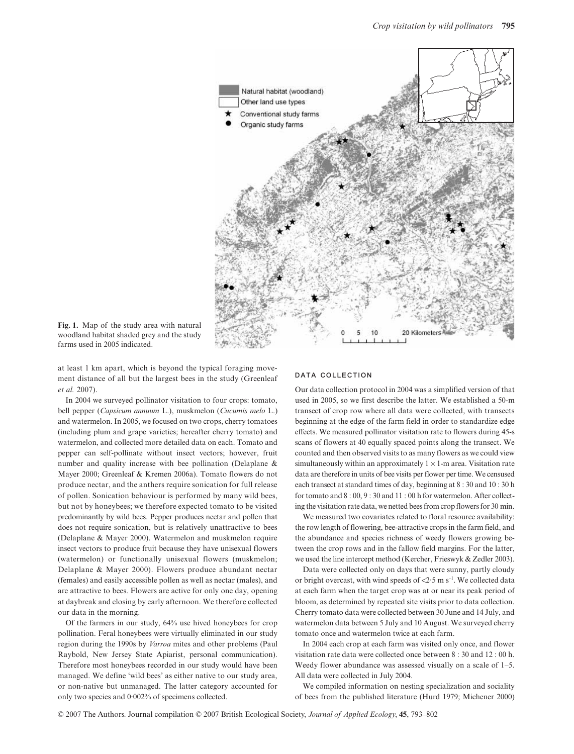**Fig. 1.** Map of the study area with natural woodland habitat shaded grey and the study farms used in 2005 indicated.

at least 1 km apart, which is beyond the typical foraging movement distance of all but the largest bees in the study (Greenleaf *et al.* 2007).

In 2004 we surveyed pollinator visitation to four crops: tomato, bell pepper (*Capsicum annuum* L.), muskmelon (*Cucumis melo* L.) and watermelon. In 2005, we focused on two crops, cherry tomatoes (including plum and grape varieties; hereafter cherry tomato) and watermelon, and collected more detailed data on each. Tomato and pepper can self-pollinate without insect vectors; however, fruit number and quality increase with bee pollination (Delaplane & Mayer 2000; Greenleaf & Kremen 2006a). Tomato flowers do not produce nectar, and the anthers require sonication for full release of pollen. Sonication behaviour is performed by many wild bees, but not by honeybees; we therefore expected tomato to be visited predominantly by wild bees. Pepper produces nectar and pollen that does not require sonication, but is relatively unattractive to bees (Delaplane & Mayer 2000). Watermelon and muskmelon require insect vectors to produce fruit because they have unisexual flowers (watermelon) or functionally unisexual flowers (muskmelon; Delaplane & Mayer 2000). Flowers produce abundant nectar (females) and easily accessible pollen as well as nectar (males), and are attractive to bees. Flowers are active for only one day, opening at daybreak and closing by early afternoon. We therefore collected our data in the morning.

Of the farmers in our study, 64% use hived honeybees for crop pollination. Feral honeybees were virtually eliminated in our study region during the 1990s by *Varroa* mites and other problems (Paul Raybold, New Jersey State Apiarist, personal communication). Therefore most honeybees recorded in our study would have been managed. We define 'wild bees' as either native to our study area, or non-native but unmanaged. The latter category accounted for only two species and 0·002% of specimens collected.

### DATA COLLECTION

Our data collection protocol in 2004 was a simplified version of that used in 2005, so we first describe the latter. We established a 50-m transect of crop row where all data were collected, with transects beginning at the edge of the farm field in order to standardize edge effects. We measured pollinator visitation rate to flowers during 45-s scans of flowers at 40 equally spaced points along the transect. We counted and then observed visits to as many flowers as we could view simultaneously within an approximately $1 \times 1$-m area. Visitation rate data are therefore in units of bee visits per flower per time. We censused each transect at standard times of day, beginning at 8 : 30 and 10 : 30 h for tomato and 8 : 00, 9 : 30 and 11 : 00 h for watermelon. After collecting the visitation rate data, we netted bees from crop flowers for 30 min.

We measured two covariates related to floral resource availability: the row length of flowering, bee-attractive crops in the farm field, and the abundance and species richness of weedy flowers growing between the crop rows and in the fallow field margins. For the latter, we used the line intercept method (Kercher, Frieswyk & Zedler 2003).

Data were collected only on days that were sunny, partly cloudy or bright overcast, with wind speeds of $<2{\cdot}5$ m s$^{-1}$. We collected data at each farm when the target crop was at or near its peak period of bloom, as determined by repeated site visits prior to data collection. Cherry tomato data were collected between 30 June and 14 July, and watermelon data between 5 July and 10 August. We surveyed cherry tomato once and watermelon twice at each farm.

In 2004 each crop at each farm was visited only once, and flower visitation rate data were collected once between 8 : 30 and 12 : 00 h. Weedy flower abundance was assessed visually on a scale of 1–5. All data were collected in July 2004.

We compiled information on nesting specialization and sociality of bees from the published literature (Hurd 1979; Michener 2000)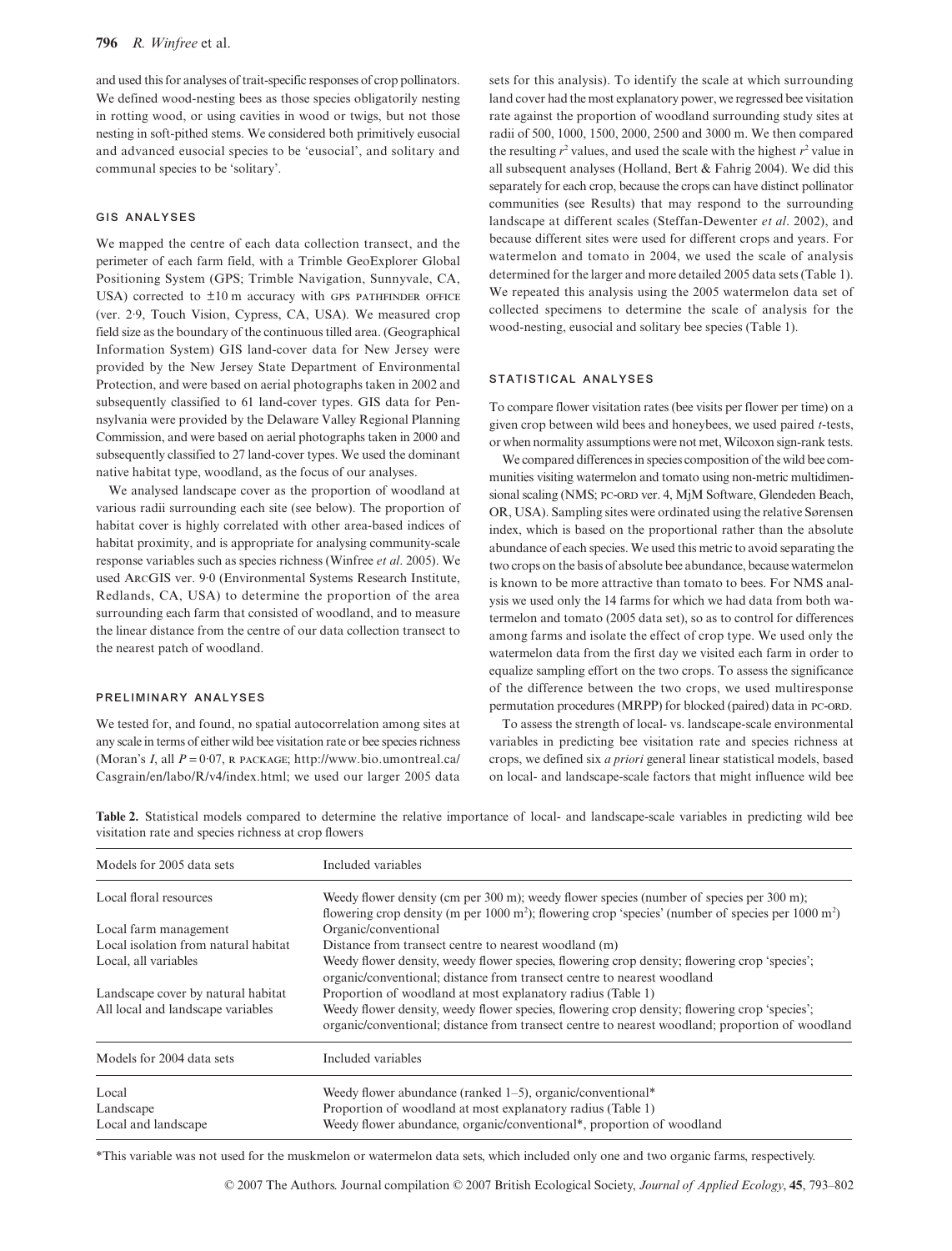and used this for analyses of trait-specific responses of crop pollinators. We defined wood-nesting bees as those species obligatorily nesting in rotting wood, or using cavities in wood or twigs, but not those nesting in soft-pithed stems. We considered both primitively eusocial and advanced eusocial species to be 'eusocial', and solitary and communal species to be 'solitary'.

### GIS ANALYSES

We mapped the centre of each data collection transect, and the perimeter of each farm field, with a Trimble GeoExplorer Global Positioning System (GPS; Trimble Navigation, Sunnyvale, CA, USA) corrected to ±10 m accuracy with GPS PATHFINDER OFFICE (ver. 2·9, Touch Vision, Cypress, CA, USA). We measured crop field size as the boundary of the continuous tilled area. (Geographical Information System) GIS land-cover data for New Jersey were provided by the New Jersey State Department of Environmental Protection, and were based on aerial photographs taken in 2002 and subsequently classified to 61 land-cover types. GIS data for Pennsylvania were provided by the Delaware Valley Regional Planning Commission, and were based on aerial photographs taken in 2000 and subsequently classified to 27 land-cover types. We used the dominant native habitat type, woodland, as the focus of our analyses.

We analysed landscape cover as the proportion of woodland at various radii surrounding each site (see below). The proportion of habitat cover is highly correlated with other area-based indices of habitat proximity, and is appropriate for analysing community-scale response variables such as species richness (Winfree *et al*. 2005). We used ARCGIS ver. 9·0 (Environmental Systems Research Institute, Redlands, CA, USA) to determine the proportion of the area surrounding each farm that consisted of woodland, and to measure the linear distance from the centre of our data collection transect to the nearest patch of woodland.

### PRELIMINARY ANALYSES

We tested for, and found, no spatial autocorrelation among sites at any scale in terms of either wild bee visitation rate or bee species richness (Moran's *I*, all $P = 0{\cdot}07$, R PACKAGE; http://www.bio.umontreal.ca/Casgrain/en/labo/R/v4/index.html; we used our larger 2005 data sets for this analysis). To identify the scale at which surrounding land cover had the most explanatory power, we regressed bee visitation rate against the proportion of woodland surrounding study sites at radii of 500, 1000, 1500, 2000, 2500 and 3000 m. We then compared the resulting $r^2$ values, and used the scale with the highest $r^2$ value in all subsequent analyses (Holland, Bert & Fahrig 2004). We did this separately for each crop, because the crops can have distinct pollinator communities (see Results) that may respond to the surrounding landscape at different scales (Steffan-Dewenter *et al*. 2002), and because different sites were used for different crops and years. For watermelon and tomato in 2004, we used the scale of analysis determined for the larger and more detailed 2005 data sets (Table 1). We repeated this analysis using the 2005 watermelon data set of collected specimens to determine the scale of analysis for the wood-nesting, eusocial and solitary bee species (Table 1).

### STATISTICAL ANALYSES

To compare flower visitation rates (bee visits per flower per time) on a given crop between wild bees and honeybees, we used paired *t*-tests, or when normality assumptions were not met, Wilcoxon sign-rank tests.

We compared differences in species composition of the wild bee communities visiting watermelon and tomato using non-metric multidimensional scaling (NMS; PC-ORD ver. 4, MjM Software, Glendeden Beach, OR, USA). Sampling sites were ordinated using the relative Sørensen index, which is based on the proportional rather than the absolute abundance of each species. We used this metric to avoid separating the two crops on the basis of absolute bee abundance, because watermelon is known to be more attractive than tomato to bees. For NMS analysis we used only the 14 farms for which we had data from both watermelon and tomato (2005 data set), so as to control for differences among farms and isolate the effect of crop type. We used only the watermelon data from the first day we visited each farm in order to equalize sampling effort on the two crops. To assess the significance of the difference between the two crops, we used multiresponse permutation procedures (MRPP) for blocked (paired) data in PC-ORD.

To assess the strength of local- vs. landscape-scale environmental variables in predicting bee visitation rate and species richness at crops, we defined six *a priori* general linear statistical models, based on local- and landscape-scale factors that might influence wild bee

**Table 2.** Statistical models compared to determine the relative importance of local- and landscape-scale variables in predicting wild bee visitation rate and species richness at crop flowers

| Models for 2005 data sets | Included variables |
|---|---|
| Local floral resources | Weedy flower density (cm per 300 m); weedy flower species (number of species per 300 m); flowering crop density (m per 1000 m$^2$); flowering crop 'species' (number of species per 1000 m$^2$) |
| Local farm management | Organic/conventional |
| Local isolation from natural habitat | Distance from transect centre to nearest woodland (m) |
| Local, all variables | Weedy flower density, weedy flower species, flowering crop density; flowering crop 'species'; organic/conventional; distance from transect centre to nearest woodland |
| Landscape cover by natural habitat | Proportion of woodland at most explanatory radius (Table 1) |
| All local and landscape variables | Weedy flower density, weedy flower species, flowering crop density; flowering crop 'species'; organic/conventional; distance from transect centre to nearest woodland; proportion of woodland |
| **Models for 2004 data sets** | **Included variables** |
| Local | Weedy flower abundance (ranked 1–5), organic/conventional* |
| Landscape | Proportion of woodland at most explanatory radius (Table 1) |
| Local and landscape | Weedy flower abundance, organic/conventional*, proportion of woodland |

*This variable was not used for the muskmelon or watermelon data sets, which included only one and two organic farms, respectively.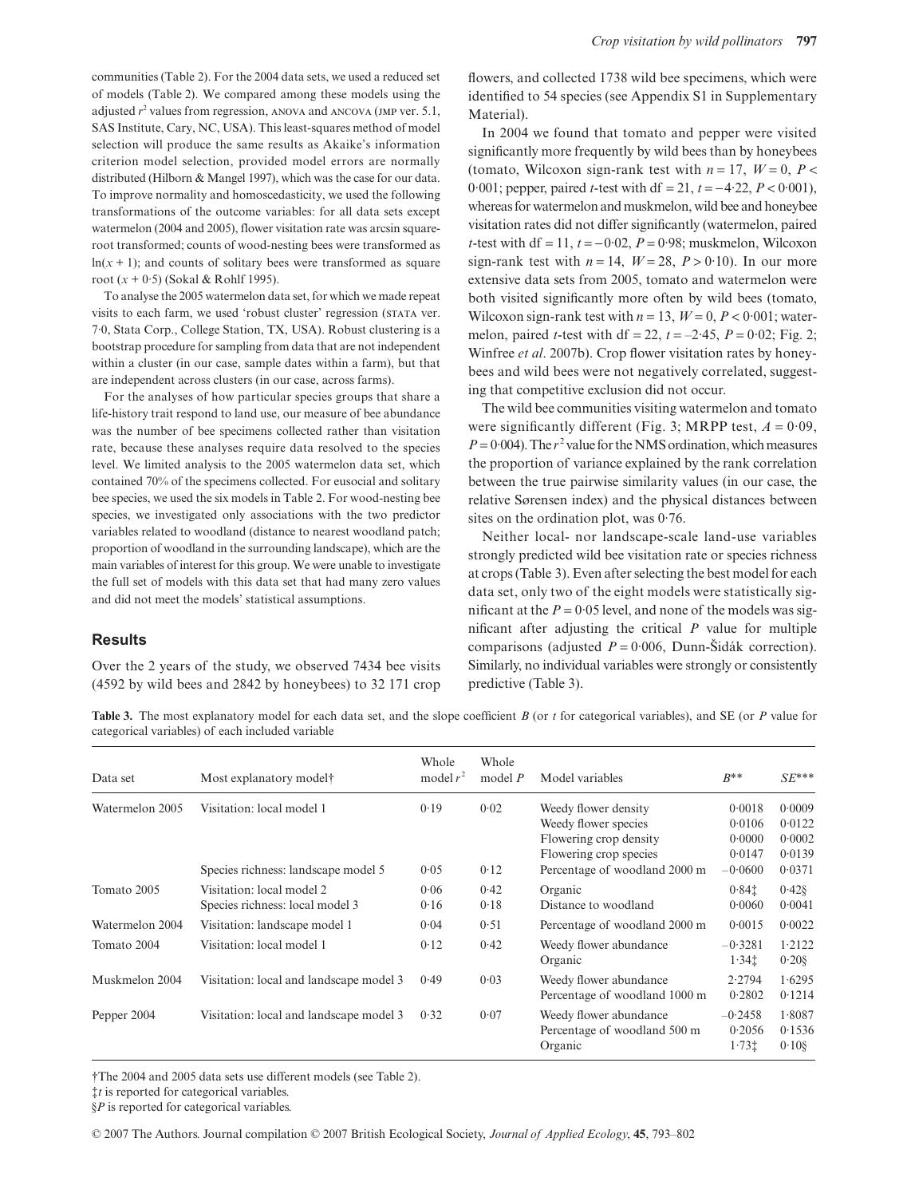communities (Table 2). For the 2004 data sets, we used a reduced set of models (Table 2). We compared among these models using the adjusted $r^2$ values from regression, ANOVA and ANCOVA (JMP ver. 5.1, SAS Institute, Cary, NC, USA). This least-squares method of model selection will produce the same results as Akaike's information criterion model selection, provided model errors are normally distributed (Hilborn & Mangel 1997), which was the case for our data. To improve normality and homoscedasticity, we used the following transformations of the outcome variables: for all data sets except watermelon (2004 and 2005), flower visitation rate was arcsin square-root transformed; counts of wood-nesting bees were transformed as $\ln(x + 1)$; and counts of solitary bees were transformed as square root $(x + 0{\cdot}5)$ (Sokal & Rohlf 1995).

To analyse the 2005 watermelon data set, for which we made repeat visits to each farm, we used 'robust cluster' regression (STATA ver. 7·0, Stata Corp., College Station, TX, USA). Robust clustering is a bootstrap procedure for sampling from data that are not independent within a cluster (in our case, sample dates within a farm), but that are independent across clusters (in our case, across farms).

For the analyses of how particular species groups that share a life-history trait respond to land use, our measure of bee abundance was the number of bee specimens collected rather than visitation rate, because these analyses require data resolved to the species level. We limited analysis to the 2005 watermelon data set, which contained 70% of the specimens collected. For eusocial and solitary bee species, we used the six models in Table 2. For wood-nesting bee species, we investigated only associations with the two predictor variables related to woodland (distance to nearest woodland patch; proportion of woodland in the surrounding landscape), which are the main variables of interest for this group. We were unable to investigate the full set of models with this data set that had many zero values and did not meet the models' statistical assumptions.

## Results

Over the 2 years of the study, we observed 7434 bee visits (4592 by wild bees and 2842 by honeybees) to 32 171 crop flowers, and collected 1738 wild bee specimens, which were identified to 54 species (see Appendix S1 in Supplementary Material).

In 2004 we found that tomato and pepper were visited significantly more frequently by wild bees than by honeybees (tomato, Wilcoxon sign-rank test with $n = 17$, $W = 0$, $P < 0{\cdot}001$; pepper, paired $t$-test with df = 21, $t = -4{\cdot}22$, $P < 0{\cdot}001$), whereas for watermelon and muskmelon, wild bee and honeybee visitation rates did not differ significantly (watermelon, paired $t$-test with df = 11, $t = -0{\cdot}02$, $P = 0{\cdot}98$; muskmelon, Wilcoxon sign-rank test with $n = 14$, $W = 28$, $P > 0{\cdot}10$). In our more extensive data sets from 2005, tomato and watermelon were both visited significantly more often by wild bees (tomato, Wilcoxon sign-rank test with $n = 13$, $W = 0$, $P < 0{\cdot}001$; watermelon, paired $t$-test with df = 22, $t = -2{\cdot}45$, $P = 0{\cdot}02$; Fig. 2; Winfree *et al*. 2007b). Crop flower visitation rates by honeybees and wild bees were not negatively correlated, suggesting that competitive exclusion did not occur.

The wild bee communities visiting watermelon and tomato were significantly different (Fig. 3; MRPP test, $A = 0{\cdot}09$, $P = 0{\cdot}004$). The $r^2$ value for the NMS ordination, which measures the proportion of variance explained by the rank correlation between the true pairwise similarity values (in our case, the relative Sørensen index) and the physical distances between sites on the ordination plot, was 0·76.

Neither local- nor landscape-scale land-use variables strongly predicted wild bee visitation rate or species richness at crops (Table 3). Even after selecting the best model for each data set, only two of the eight models were statistically significant at the $P = 0{\cdot}05$ level, and none of the models was significant after adjusting the critical $P$ value for multiple comparisons (adjusted $P = 0{\cdot}006$, Dunn-Šidák correction). Similarly, no individual variables were strongly or consistently predictive (Table 3).

**Table 3.** The most explanatory model for each data set, and the slope coefficient $B$ (or $t$ for categorical variables), and SE (or $P$ value for categorical variables) of each included variable

| Data set | Most explanatory model† | Whole model $r^2$ | Whole model $P$ | Model variables | $B$** | $SE$*** |
|---|---|---|---|---|---|---|
| Watermelon 2005 | Visitation: local model 1 | 0·19 | 0·02 | Weedy flower density | 0·0018 | 0·0009 |
| | | | | Weedy flower species | 0·0106 | 0·0122 |
| | | | | Flowering crop density | 0·0000 | 0·0002 |
| | | | | Flowering crop species | 0·0147 | 0·0139 |
| | Species richness: landscape model 5 | 0·05 | 0·12 | Percentage of woodland 2000 m | −0·0600 | 0·0371 |
| Tomato 2005 | Visitation: local model 2 | 0·06 | 0·42 | Organic | 0·84‡ | 0·42§ |
| | Species richness: local model 3 | 0·16 | 0·18 | Distance to woodland | 0·0060 | 0·0041 |
| Watermelon 2004 | Visitation: landscape model 1 | 0·04 | 0·51 | Percentage of woodland 2000 m | 0·0015 | 0·0022 |
| Tomato 2004 | Visitation: local model 1 | 0·12 | 0·42 | Weedy flower abundance | −0·3281 | 1·2122 |
| | | | | Organic | 1·34‡ | 0·20§ |
| Muskmelon 2004 | Visitation: local and landscape model 3 | 0·49 | 0·03 | Weedy flower abundance | 2·2794 | 1·6295 |
| | | | | Percentage of woodland 1000 m | 0·2802 | 0·1214 |
| Pepper 2004 | Visitation: local and landscape model 3 | 0·32 | 0·07 | Weedy flower abundance | −0·2458 | 1·8087 |
| | | | | Percentage of woodland 500 m | 0·2056 | 0·1536 |
| | | | | Organic | 1·73‡ | 0·10§ |

†The 2004 and 2005 data sets use different models (see Table 2).

‡$t$ is reported for categorical variables.

§$P$ is reported for categorical variables.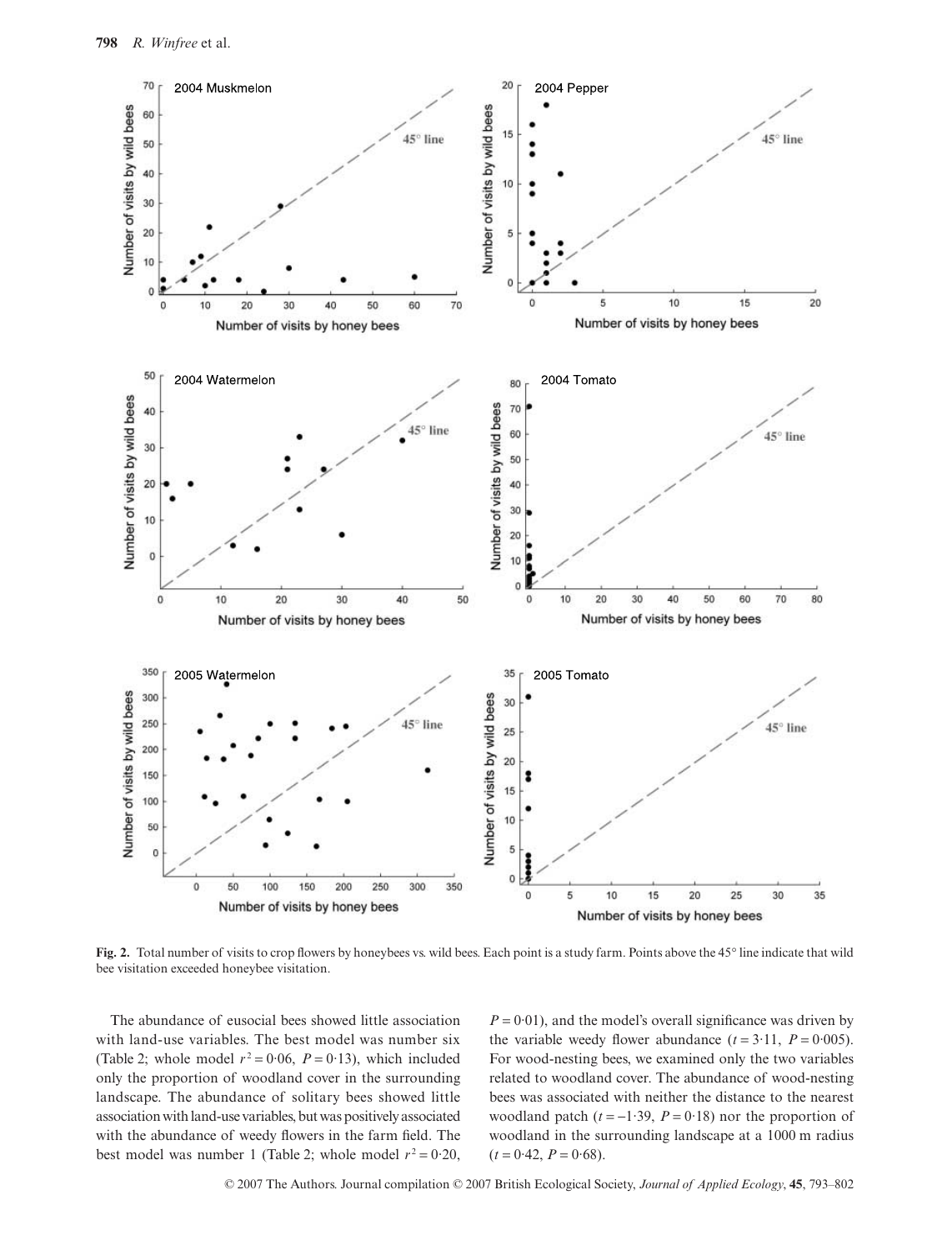**Fig. 2.** Total number of visits to crop flowers by honeybees vs. wild bees. Each point is a study farm. Points above the 45° line indicate that wild bee visitation exceeded honeybee visitation.

The abundance of eusocial bees showed little association with land-use variables. The best model was number six (Table 2; whole model $r^2 = 0{\cdot}06$, $P = 0{\cdot}13$), which included only the proportion of woodland cover in the surrounding landscape. The abundance of solitary bees showed little association with land-use variables, but was positively associated with the abundance of weedy flowers in the farm field. The best model was number 1 (Table 2; whole model $r^2 = 0{\cdot}20$, $P = 0{\cdot}01$), and the model's overall significance was driven by the variable weedy flower abundance ($t = 3{\cdot}11$, $P = 0{\cdot}005$). For wood-nesting bees, we examined only the two variables related to woodland cover. The abundance of wood-nesting bees was associated with neither the distance to the nearest woodland patch ($t = -1{\cdot}39$, $P = 0{\cdot}18$) nor the proportion of woodland in the surrounding landscape at a 1000 m radius ($t = 0{\cdot}42$, $P = 0{\cdot}68$).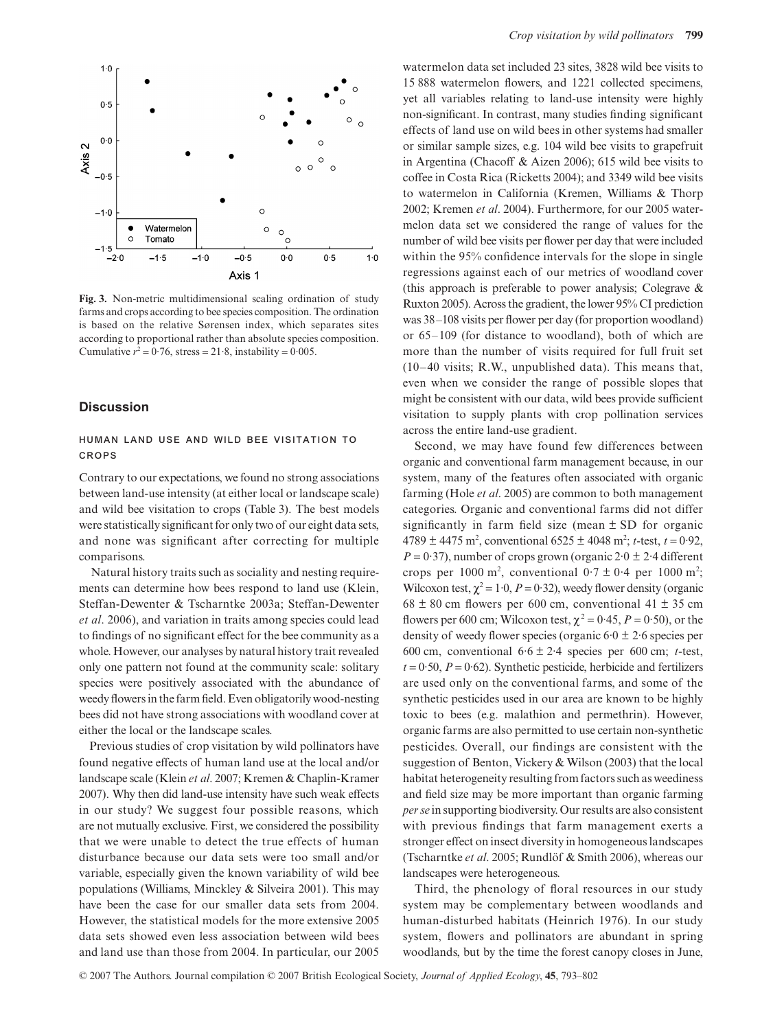**Fig. 3.** Non-metric multidimensional scaling ordination of study farms and crops according to bee species composition. The ordination is based on the relative Sørensen index, which separates sites according to proportional rather than absolute species composition. Cumulative $r^2 = 0{\cdot}76$, stress = 21·8, instability = 0·005.

## Discussion

### HUMAN LAND USE AND WILD BEE VISITATION TO CROPS

Contrary to our expectations, we found no strong associations between land-use intensity (at either local or landscape scale) and wild bee visitation to crops (Table 3). The best models were statistically significant for only two of our eight data sets, and none was significant after correcting for multiple comparisons.

Natural history traits such as sociality and nesting requirements can determine how bees respond to land use (Klein, Steffan-Dewenter & Tscharntke 2003a; Steffan-Dewenter *et al*. 2006), and variation in traits among species could lead to findings of no significant effect for the bee community as a whole. However, our analyses by natural history trait revealed only one pattern not found at the community scale: solitary species were positively associated with the abundance of weedy flowers in the farm field. Even obligatorily wood-nesting bees did not have strong associations with woodland cover at either the local or the landscape scales.

Previous studies of crop visitation by wild pollinators have found negative effects of human land use at the local and/or landscape scale (Klein *et al*. 2007; Kremen & Chaplin-Kramer 2007). Why then did land-use intensity have such weak effects in our study? We suggest four possible reasons, which are not mutually exclusive. First, we considered the possibility that we were unable to detect the true effects of human disturbance because our data sets were too small and/or variable, especially given the known variability of wild bee populations (Williams, Minckley & Silveira 2001). This may have been the case for our smaller data sets from 2004. However, the statistical models for the more extensive 2005 data sets showed even less association between wild bees and land use than those from 2004. In particular, our 2005 watermelon data set included 23 sites, 3828 wild bee visits to 15 888 watermelon flowers, and 1221 collected specimens, yet all variables relating to land-use intensity were highly non-significant. In contrast, many studies finding significant effects of land use on wild bees in other systems had smaller or similar sample sizes, e.g. 104 wild bee visits to grapefruit in Argentina (Chacoff & Aizen 2006); 615 wild bee visits to coffee in Costa Rica (Ricketts 2004); and 3349 wild bee visits to watermelon in California (Kremen, Williams & Thorp 2002; Kremen *et al*. 2004). Furthermore, for our 2005 watermelon data set we considered the range of values for the number of wild bee visits per flower per day that were included within the 95% confidence intervals for the slope in single regressions against each of our metrics of woodland cover (this approach is preferable to power analysis; Colegrave & Ruxton 2005). Across the gradient, the lower 95% CI prediction was 38–108 visits per flower per day (for proportion woodland) or 65–109 (for distance to woodland), both of which are more than the number of visits required for full fruit set (10–40 visits; R.W., unpublished data). This means that, even when we consider the range of possible slopes that might be consistent with our data, wild bees provide sufficient visitation to supply plants with crop pollination services across the entire land-use gradient.

Second, we may have found few differences between organic and conventional farm management because, in our system, many of the features often associated with organic farming (Hole *et al*. 2005) are common to both management categories. Organic and conventional farms did not differ significantly in farm field size (mean ± SD for organic 4789 ± 4475 m², conventional 6525 ± 4048 m²; *t*-test, $t = 0{\cdot}92$, $P = 0{\cdot}37$), number of crops grown (organic 2·0 ± 2·4 different crops per 1000 m², conventional 0·7 ± 0·4 per 1000 m²; Wilcoxon test, $\chi^2 = 1{\cdot}0$, $P = 0{\cdot}32$), weedy flower density (organic 68 ± 80 cm flowers per 600 cm, conventional 41 ± 35 cm flowers per 600 cm; Wilcoxon test, $\chi^2 = 0{\cdot}45$, $P = 0{\cdot}50$), or the density of weedy flower species (organic 6·0 ± 2·6 species per 600 cm, conventional 6·6 ± 2·4 species per 600 cm; *t*-test, $t = 0{\cdot}50$, $P = 0{\cdot}62$). Synthetic pesticide, herbicide and fertilizers are used only on the conventional farms, and some of the synthetic pesticides used in our area are known to be highly toxic to bees (e.g. malathion and permethrin). However, organic farms are also permitted to use certain non-synthetic pesticides. Overall, our findings are consistent with the suggestion of Benton, Vickery & Wilson (2003) that the local habitat heterogeneity resulting from factors such as weediness and field size may be more important than organic farming *per se* in supporting biodiversity. Our results are also consistent with previous findings that farm management exerts a stronger effect on insect diversity in homogeneous landscapes (Tscharntke *et al*. 2005; Rundlöf & Smith 2006), whereas our landscapes were heterogeneous.

Third, the phenology of floral resources in our study system may be complementary between woodlands and human-disturbed habitats (Heinrich 1976). In our study system, flowers and pollinators are abundant in spring woodlands, but by the time the forest canopy closes in June,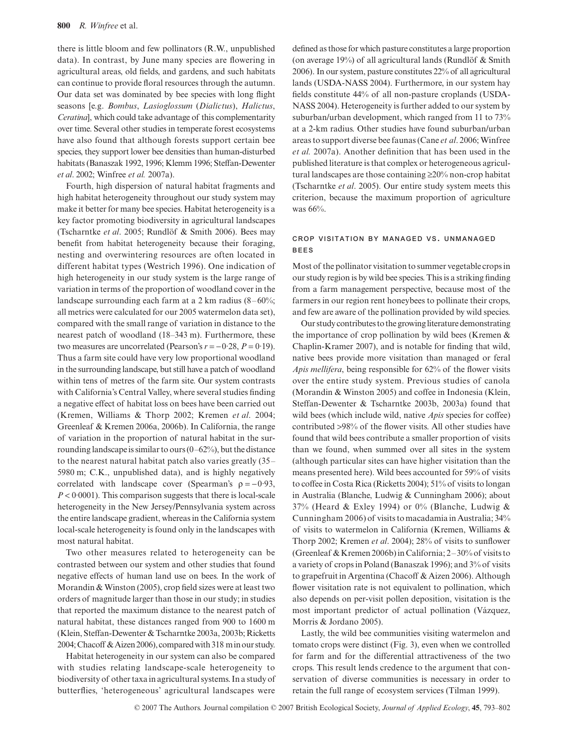there is little bloom and few pollinators (R.W., unpublished data). In contrast, by June many species are flowering in agricultural areas, old fields, and gardens, and such habitats can continue to provide floral resources through the autumn. Our data set was dominated by bee species with long flight seasons [e.g. *Bombus*, *Lasioglossum* (*Dialictus*), *Halictus*, *Ceratina*], which could take advantage of this complementarity over time. Several other studies in temperate forest ecosystems have also found that although forests support certain bee species, they support lower bee densities than human-disturbed habitats (Banaszak 1992, 1996; Klemm 1996; Steffan-Dewenter *et al*. 2002; Winfree *et al.* 2007a).

Fourth, high dispersion of natural habitat fragments and high habitat heterogeneity throughout our study system may make it better for many bee species. Habitat heterogeneity is a key factor promoting biodiversity in agricultural landscapes (Tscharntke *et al*. 2005; Rundlöf & Smith 2006). Bees may benefit from habitat heterogeneity because their foraging, nesting and overwintering resources are often located in different habitat types (Westrich 1996). One indication of high heterogeneity in our study system is the large range of variation in terms of the proportion of woodland cover in the landscape surrounding each farm at a 2 km radius (8–60%; all metrics were calculated for our 2005 watermelon data set), compared with the small range of variation in distance to the nearest patch of woodland (18–343 m). Furthermore, these two measures are uncorrelated (Pearson's $r = -0.28$, $P = 0.19$). Thus a farm site could have very low proportional woodland in the surrounding landscape, but still have a patch of woodland within tens of metres of the farm site. Our system contrasts with California's Central Valley, where several studies finding a negative effect of habitat loss on bees have been carried out (Kremen, Williams & Thorp 2002; Kremen *et al*. 2004; Greenleaf & Kremen 2006a, 2006b). In California, the range of variation in the proportion of natural habitat in the surrounding landscape is similar to ours (0–62%), but the distance to the nearest natural habitat patch also varies greatly (35–5980 m; C.K., unpublished data), and is highly negatively correlated with landscape cover (Spearman's $\rho = -0.93$, $P < 0.0001$). This comparison suggests that there is local-scale heterogeneity in the New Jersey/Pennsylvania system across the entire landscape gradient, whereas in the California system local-scale heterogeneity is found only in the landscapes with most natural habitat.

Two other measures related to heterogeneity can be contrasted between our system and other studies that found negative effects of human land use on bees. In the work of Morandin & Winston (2005), crop field sizes were at least two orders of magnitude larger than those in our study; in studies that reported the maximum distance to the nearest patch of natural habitat, these distances ranged from 900 to 1600 m (Klein, Steffan-Dewenter & Tscharntke 2003a, 2003b; Ricketts 2004; Chacoff & Aizen 2006), compared with 318 m in our study.

Habitat heterogeneity in our system can also be compared with studies relating landscape-scale heterogeneity to biodiversity of other taxa in agricultural systems. In a study of butterflies, 'heterogeneous' agricultural landscapes were defined as those for which pasture constitutes a large proportion (on average 19%) of all agricultural lands (Rundlöf & Smith 2006). In our system, pasture constitutes 22% of all agricultural lands (USDA-NASS 2004). Furthermore, in our system hay fields constitute 44% of all non-pasture croplands (USDA-NASS 2004). Heterogeneity is further added to our system by suburban/urban development, which ranged from 11 to 73% at a 2-km radius. Other studies have found suburban/urban areas to support diverse bee faunas (Cane *et al*. 2006; Winfree *et al.* 2007a). Another definition that has been used in the published literature is that complex or heterogeneous agricultural landscapes are those containing ≥20% non-crop habitat (Tscharntke *et al*. 2005). Our entire study system meets this criterion, because the maximum proportion of agriculture was 66%.

### Crop visitation by managed vs. unmanaged bees

Most of the pollinator visitation to summer vegetable crops in our study region is by wild bee species. This is a striking finding from a farm management perspective, because most of the farmers in our region rent honeybees to pollinate their crops, and few are aware of the pollination provided by wild species.

Our study contributes to the growing literature demonstrating the importance of crop pollination by wild bees (Kremen & Chaplin-Kramer 2007), and is notable for finding that wild, native bees provide more visitation than managed or feral *Apis mellifera*, being responsible for 62% of the flower visits over the entire study system. Previous studies of canola (Morandin & Winston 2005) and coffee in Indonesia (Klein, Steffan-Dewenter & Tscharntke 2003b, 2003a) found that wild bees (which include wild, native *Apis* species for coffee) contributed >98% of the flower visits. All other studies have found that wild bees contribute a smaller proportion of visits than we found, when summed over all sites in the system (although particular sites can have higher visitation than the means presented here). Wild bees accounted for 59% of visits to coffee in Costa Rica (Ricketts 2004); 51% of visits to longan in Australia (Blanche, Ludwig & Cunningham 2006); about 37% (Heard & Exley 1994) or 0% (Blanche, Ludwig & Cunningham 2006) of visits to macadamia in Australia; 34% of visits to watermelon in California (Kremen, Williams & Thorp 2002; Kremen *et al*. 2004); 28% of visits to sunflower (Greenleaf & Kremen 2006b) in California; 2–30% of visits to a variety of crops in Poland (Banaszak 1996); and 3% of visits to grapefruit in Argentina (Chacoff & Aizen 2006). Although flower visitation rate is not equivalent to pollination, which also depends on per-visit pollen deposition, visitation is the most important predictor of actual pollination (Vázquez, Morris & Jordano 2005).

Lastly, the wild bee communities visiting watermelon and tomato crops were distinct (Fig. 3), even when we controlled for farm and for the differential attractiveness of the two crops. This result lends credence to the argument that conservation of diverse communities is necessary in order to retain the full range of ecosystem services (Tilman 1999).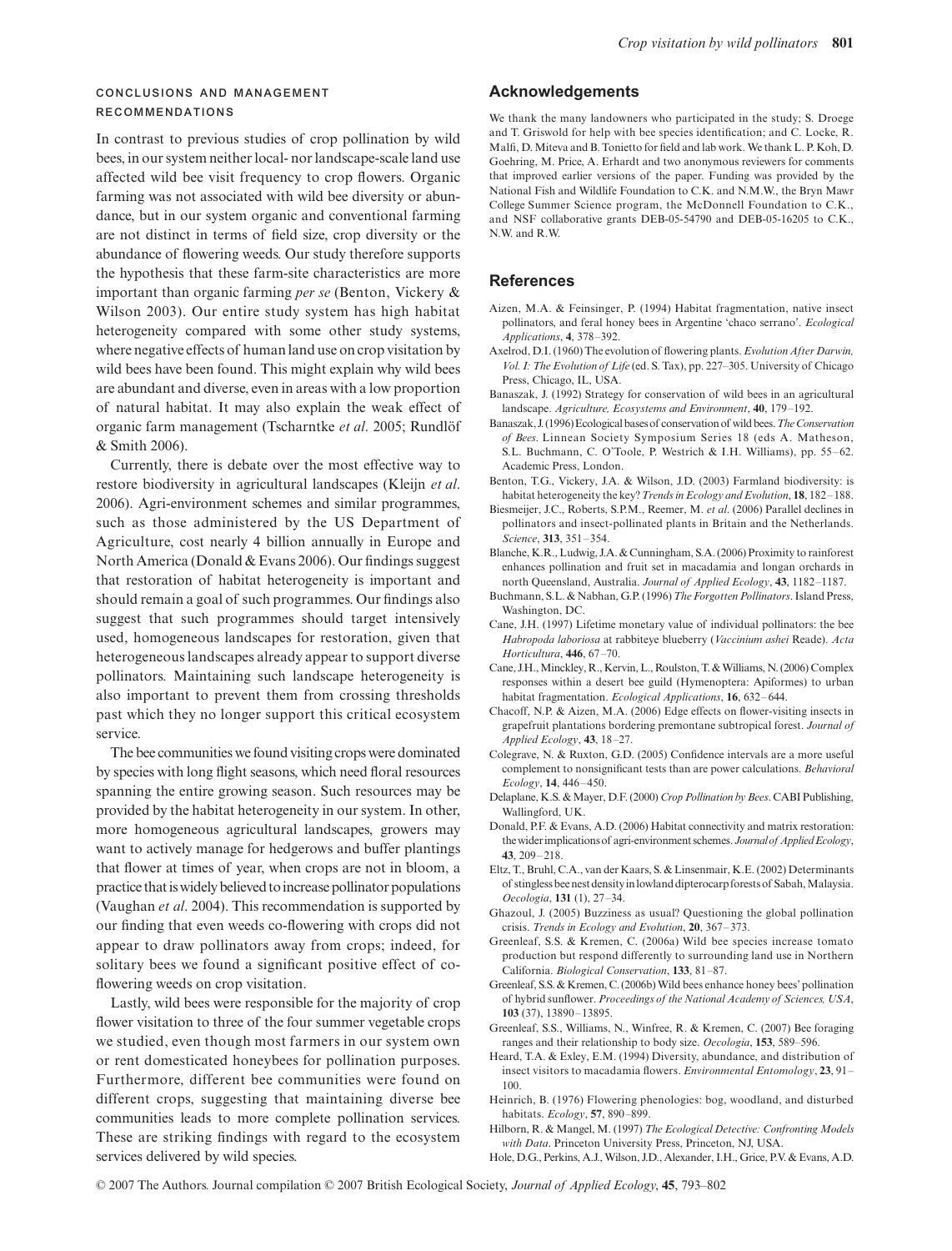## Conclusions and management recommendations

In contrast to previous studies of crop pollination by wild bees, in our system neither local- nor landscape-scale land use affected wild bee visit frequency to crop flowers. Organic farming was not associated with wild bee diversity or abundance, but in our system organic and conventional farming are not distinct in terms of field size, crop diversity or the abundance of flowering weeds. Our study therefore supports the hypothesis that these farm-site characteristics are more important than organic farming *per se* (Benton, Vickery & Wilson 2003). Our entire study system has high habitat heterogeneity compared with some other study systems, where negative effects of human land use on crop visitation by wild bees have been found. This might explain why wild bees are abundant and diverse, even in areas with a low proportion of natural habitat. It may also explain the weak effect of organic farm management (Tscharntke *et al.* 2005; Rundlöf & Smith 2006).

Currently, there is debate over the most effective way to restore biodiversity in agricultural landscapes (Kleijn *et al.* 2006). Agri-environment schemes and similar programmes, such as those administered by the US Department of Agriculture, cost nearly 4 billion annually in Europe and North America (Donald & Evans 2006). Our findings suggest that restoration of habitat heterogeneity is important and should remain a goal of such programmes. Our findings also suggest that such programmes should target intensively used, homogeneous landscapes for restoration, given that heterogeneous landscapes already appear to support diverse pollinators. Maintaining such landscape heterogeneity is also important to prevent them from crossing thresholds past which they no longer support this critical ecosystem service.

The bee communities we found visiting crops were dominated by species with long flight seasons, which need floral resources spanning the entire growing season. Such resources may be provided by the habitat heterogeneity in our system. In other, more homogeneous agricultural landscapes, growers may want to actively manage for hedgerows and buffer plantings that flower at times of year, when crops are not in bloom, a practice that is widely believed to increase pollinator populations (Vaughan *et al.* 2004). This recommendation is supported by our finding that even weeds co-flowering with crops did not appear to draw pollinators away from crops; indeed, for solitary bees we found a significant positive effect of co-flowering weeds on crop visitation.

Lastly, wild bees were responsible for the majority of crop flower visitation to three of the four summer vegetable crops we studied, even though most farmers in our system own or rent domesticated honeybees for pollination purposes. Furthermore, different bee communities were found on different crops, suggesting that maintaining diverse bee communities leads to more complete pollination services. These are striking findings with regard to the ecosystem services delivered by wild species.

## Acknowledgements

We thank the many landowners who participated in the study; S. Droege and T. Griswold for help with bee species identification; and C. Locke, R. Malfi, D. Miteva and B. Tonietto for field and lab work. We thank L. P. Koh, D. Goehring, M. Price, A. Erhardt and two anonymous reviewers for comments that improved earlier versions of the paper. Funding was provided by the National Fish and Wildlife Foundation to C.K. and N.M.W., the Bryn Mawr College Summer Science program, the McDonnell Foundation to C.K., and NSF collaborative grants DEB-05-54790 and DEB-05-16205 to C.K., N.W. and R.W.

## References

Aizen, M.A. & Feinsinger, P. (1994) Habitat fragmentation, native insect pollinators, and feral honey bees in Argentine 'chaco serrano'. *Ecological Applications*, **4**, 378–392.

Axelrod, D.I. (1960) The evolution of flowering plants. *Evolution After Darwin, Vol. I: The Evolution of Life* (ed. S. Tax), pp. 227–305. University of Chicago Press, Chicago, IL, USA.

Banaszak, J. (1992) Strategy for conservation of wild bees in an agricultural landscape. *Agriculture, Ecosystems and Environment*, **40**, 179–192.

Banaszak, J. (1996) Ecological bases of conservation of wild bees. *The Conservation of Bees*. Linnean Society Symposium Series 18 (eds A. Matheson, S.L. Buchmann, C. O'Toole, P. Westrich & I.H. Williams), pp. 55–62. Academic Press, London.

Benton, T.G., Vickery, J.A. & Wilson, J.D. (2003) Farmland biodiversity: is habitat heterogeneity the key? *Trends in Ecology and Evolution*, **18**, 182–188.

Biesmeijer, J.C., Roberts, S.P.M., Reemer, M. *et al.* (2006) Parallel declines in pollinators and insect-pollinated plants in Britain and the Netherlands. *Science*, **313**, 351–354.

Blanche, K.R., Ludwig, J.A. & Cunningham, S.A. (2006) Proximity to rainforest enhances pollination and fruit set in macadamia and longan orchards in north Queensland, Australia. *Journal of Applied Ecology*, **43**, 1182–1187.

Buchmann, S.L. & Nabhan, G.P. (1996) *The Forgotten Pollinators*. Island Press, Washington, DC.

Cane, J.H. (1997) Lifetime monetary value of individual pollinators: the bee *Habropoda laboriosa* at rabbiteye blueberry (*Vaccinium ashei* Reade). *Acta Horticultura*, **446**, 67–70.

Cane, J.H., Minckley, R., Kervin, L., Roulston, T. & Williams, N. (2006) Complex responses within a desert bee guild (Hymenoptera: Apiformes) to urban habitat fragmentation. *Ecological Applications*, **16**, 632–644.

Chacoff, N.P. & Aizen, M.A. (2006) Edge effects on flower-visiting insects in grapefruit plantations bordering premontane subtropical forest. *Journal of Applied Ecology*, **43**, 18–27.

Colegrave, N. & Ruxton, G.D. (2005) Confidence intervals are a more useful complement to nonsignificant tests than are power calculations. *Behavioral Ecology*, **14**, 446–450.

Delaplane, K.S. & Mayer, D.F. (2000) *Crop Pollination by Bees*. CABI Publishing, Wallingford, UK.

Donald, P.F. & Evans, A.D. (2006) Habitat connectivity and matrix restoration: the wider implications of agri-environment schemes. *Journal of Applied Ecology*, **43**, 209–218.

Eltz, T., Bruhl, C.A., van der Kaars, S. & Linsenmair, K.E. (2002) Determinants of stingless bee nest density in lowland dipterocarp forests of Sabah, Malaysia. *Oecologia*, **131** (1), 27–34.

Ghazoul, J. (2005) Buzziness as usual? Questioning the global pollination crisis. *Trends in Ecology and Evolution*, **20**, 367–373.

Greenleaf, S.S. & Kremen, C. (2006a) Wild bee species increase tomato production but respond differently to surrounding land use in Northern California. *Biological Conservation*, **133**, 81–87.

Greenleaf, S.S. & Kremen, C. (2006b) Wild bees enhance honey bees' pollination of hybrid sunflower. *Proceedings of the National Academy of Sciences, USA*, **103** (37), 13890–13895.

Greenleaf, S.S., Williams, N., Winfree, R. & Kremen, C. (2007) Bee foraging ranges and their relationship to body size. *Oecologia*, **153**, 589–596.

Heard, T.A. & Exley, E.M. (1994) Diversity, abundance, and distribution of insect visitors to macadamia flowers. *Environmental Entomology*, **23**, 91–100.

Heinrich, B. (1976) Flowering phenologies: bog, woodland, and disturbed habitats. *Ecology*, **57**, 890–899.

Hilborn, R. & Mangel, M. (1997) *The Ecological Detective: Confronting Models with Data*. Princeton University Press, Princeton, NJ, USA.

Hole, D.G., Perkins, A.J., Wilson, J.D., Alexander, I.H., Grice, P.V. & Evans, A.D.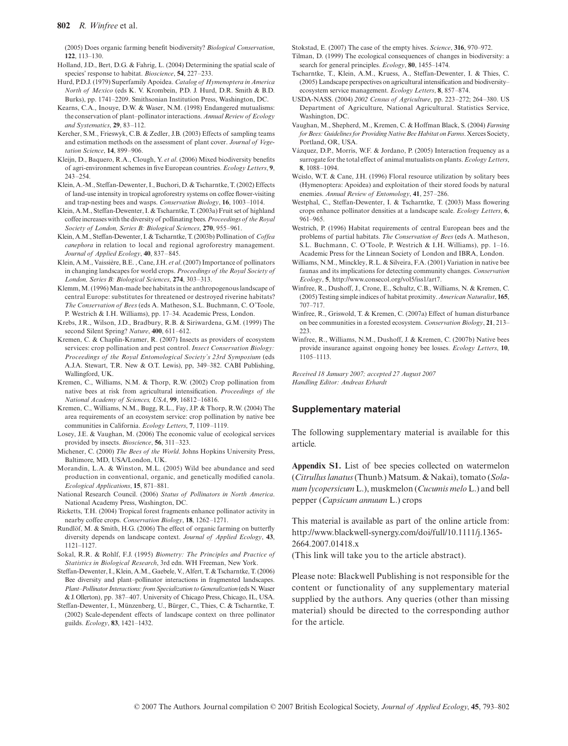(2005) Does organic farming benefit biodiversity? *Biological Conservation*, **122**, 113–130.

Holland, J.D., Bert, D.G. & Fahrig, L. (2004) Determining the spatial scale of species' response to habitat. *Bioscience*, **54**, 227–233.

Hurd, P.D.J. (1979) Superfamily Apoidea. *Catalog of Hymenoptera in America North of Mexico* (eds K. V. Krombein, P.D. J. Hurd, D.R. Smith & B.D. Burks), pp. 1741–2209. Smithsonian Institution Press, Washington, DC.

Kearns, C.A., Inouye, D.W. & Waser, N.M. (1998) Endangered mutualisms: the conservation of plant–pollinator interactions. *Annual Review of Ecology and Systematics*, **29**, 83–112.

Kercher, S.M., Frieswyk, C.B. & Zedler, J.B. (2003) Effects of sampling teams and estimation methods on the assessment of plant cover. *Journal of Vegetation Science*, **14**, 899–906.

Kleijn, D., Baquero, R.A., Clough, Y. *et al*. (2006) Mixed biodiversity benefits of agri-environment schemes in five European countries. *Ecology Letters*, **9**, 243–254.

Klein, A.-M., Steffan-Dewenter, I., Buchori, D. & Tscharntke, T. (2002) Effects of land-use intensity in tropical agroforestry systems on coffee flower-visiting and trap-nesting bees and wasps. *Conservation Biology*, **16**, 1003–1014.

Klein, A.M., Steffan-Dewenter, I. & Tscharntke, T. (2003a) Fruit set of highland coffee increases with the diversity of pollinating bees. *Proceedings of the Royal Society of London, Series B: Biological Sciences*, **270**, 955–961.

Klein, A.M., Steffan-Dewenter, I. & Tscharntke, T. (2003b) Pollination of *Coffea canephora* in relation to local and regional agroforestry management. *Journal of Applied Ecology*, **40**, 837–845.

Klein, A.M., Vaissière, B.E., Cane, J.H. *et al*. (2007) Importance of pollinators in changing landscapes for world crops. *Proceedings of the Royal Society of London, Series B: Biological Sciences*, **274**, 303–313.

Klemm, M. (1996) Man-made bee habitats in the anthropogenous landscape of central Europe: substitutes for threatened or destroyed riverine habitats? *The Conservation of Bees* (eds A. Matheson, S.L. Buchmann, C. O'Toole, P. Westrich & I.H. Williams), pp. 17–34. Academic Press, London.

Krebs, J.R., Wilson, J.D., Bradbury, R.B. & Siriwardena, G.M. (1999) The second Silent Spring? *Nature*, **400**, 611–612.

Kremen, C. & Chaplin-Kramer, R. (2007) Insects as providers of ecosystem services: crop pollination and pest control. *Insect Conservation Biology: Proceedings of the Royal Entomological Society's 23rd Symposium* (eds A.J.A. Stewart, T.R. New & O.T. Lewis), pp, 349–382. CABI Publishing, Wallingford, UK.

Kremen, C., Williams, N.M. & Thorp, R.W. (2002) Crop pollination from native bees at risk from agricultural intensification. *Proceedings of the National Academy of Sciences, USA*, **99**, 16812–16816.

Kremen, C., Williams, N.M., Bugg, R.L., Fay, J.P. & Thorp, R.W. (2004) The area requirements of an ecosystem service: crop pollination by native bee communities in California. *Ecology Letters*, **7**, 1109–1119.

Losey, J.E. & Vaughan, M. (2006) The economic value of ecological services provided by insects. *Bioscience*, **56**, 311–323.

Michener, C. (2000) *The Bees of the World*. Johns Hopkins University Press, Baltimore, MD, USA/London, UK.

Morandin, L.A. & Winston, M.L. (2005) Wild bee abundance and seed production in conventional, organic, and genetically modified canola. *Ecological Applications*, **15**, 871–881.

National Research Council. (2006) *Status of Pollinators in North America*. National Academy Press, Washington, DC.

Ricketts, T.H. (2004) Tropical forest fragments enhance pollinator activity in nearby coffee crops. *Conservation Biology*, **18**, 1262–1271.

Rundlöf, M. & Smith, H.G. (2006) The effect of organic farming on butterfly diversity depends on landscape context. *Journal of Applied Ecology*, **43**, 1121–1127.

Sokal, R.R. & Rohlf, F.J. (1995) *Biometry: The Principles and Practice of Statistics in Biological Research*, 3rd edn. WH Freeman, New York.

Steffan-Dewenter, I., Klein, A.M., Gaebele, V., Alfert, T. & Tscharntke, T. (2006) Bee diversity and plant–pollinator interactions in fragmented landscapes. *Plant–Pollinator Interactions: from Specialization to Generalization* (eds N. Waser & J. Ollerton), pp. 387–407. University of Chicago Press, Chicago, IL, USA.

Steffan-Dewenter, I., Münzenberg, U., Bürger, C., Thies, C. & Tscharntke, T. (2002) Scale-dependent effects of landscape context on three pollinator guilds. *Ecology*, **83**, 1421–1432.

Stokstad, E. (2007) The case of the empty hives. *Science*, **316**, 970–972.

Tilman, D. (1999) The ecological consequences of changes in biodiversity: a search for general principles. *Ecology*, **80**, 1455–1474.

Tscharntke, T., Klein, A.M., Kruess, A., Steffan-Dewenter, I. & Thies, C. (2005) Landscape perspectives on agricultural intensification and biodiversity–ecosystem service management. *Ecology Letters*, **8**, 857–874.

USDA-NASS. (2004) *2002 Census of Agriculture*, pp. 223–272; 264–380. US Department of Agriculture, National Agricultural. Statistics Service, Washington, DC.

Vaughan, M., Shepherd, M., Kremen, C. & Hoffman Black, S. (2004) *Farming for Bees: Guidelines for Providing Native Bee Habitat on Farms*. Xerces Society, Portland, OR, USA.

Vázquez, D.P., Morris, W.F. & Jordano, P. (2005) Interaction frequency as a surrogate for the total effect of animal mutualists on plants. *Ecology Letters*, **8**, 1088–1094.

Wcislo, W.T. & Cane, J.H. (1996) Floral resource utilization by solitary bees (Hymenoptera: Apoidea) and exploitation of their stored foods by natural enemies. *Annual Review of Entomology*, **41**, 257–286.

Westphal, C., Steffan-Dewenter, I. & Tscharntke, T. (2003) Mass flowering crops enhance pollinator densities at a landscape scale. *Ecology Letters*, **6**, 961–965.

Westrich, P. (1996) Habitat requirements of central European bees and the problems of partial habitats. *The Conservation of Bees* (eds A. Matheson, S.L. Buchmann, C. O'Toole, P. Westrich & I.H. Williams), pp. 1–16. Academic Press for the Linnean Society of London and IBRA, London.

Williams, N.M., Minckley, R.L. & Silveira, F.A. (2001) Variation in native bee faunas and its implications for detecting community changes. *Conservation Ecology*, **5**, http://www.consecol.org/vol5/iss1/art7.

Winfree, R., Dushoff, J., Crone, E., Schultz, C.B., Williams, N. & Kremen, C. (2005) Testing simple indices of habitat proximity. *American Naturalist*, **165**, 707–717.

Winfree, R., Griswold, T. & Kremen, C. (2007a) Effect of human disturbance on bee communities in a forested ecosystem. *Conservation Biology*, **21**, 213–223.

Winfree, R., Williams, N.M., Dushoff, J. & Kremen, C. (2007b) Native bees provide insurance against ongoing honey bee losses. *Ecology Letters*, **10**, 1105–1113.

*Received 18 January 2007; accepted 27 August 2007*
*Handling Editor: Andreas Erhardt*

## Supplementary material

The following supplementary material is available for this article.

**Appendix S1.** List of bee species collected on watermelon (*Citrullus lanatus* (Thunb.) Matsum. & Nakai), tomato (*Solanum lycopersicum* L.), muskmelon (*Cucumis melo* L.) and bell pepper (*Capsicum annuum* L.) crops

This material is available as part of the online article from: http://www.blackwell-synergy.com/doi/full/10.1111/j.1365-2664.2007.01418.x
(This link will take you to the article abstract).

Please note: Blackwell Publishing is not responsible for the content or functionality of any supplementary material supplied by the authors. Any queries (other than missing material) should be directed to the corresponding author for the article.